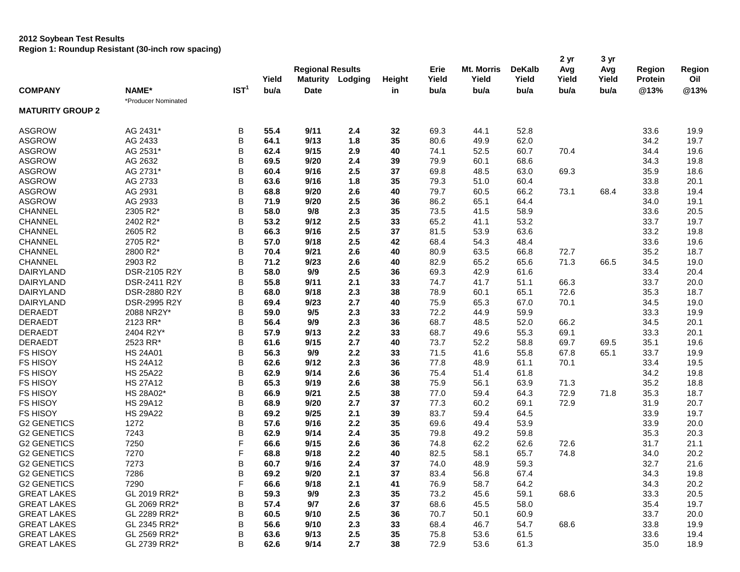**2012 Soybean Test Results**
**Region 1: Roundup Resistant (30-inch row spacing)**

| COMPANY | NAME* | IST[1] | Regional Results Yield bu/a | Maturity Date | Lodging | Height in | Erie Yield bu/a | Mt. Morris Yield bu/a | DeKalb Yield bu/a | 2 yr Avg Yield bu/a | 3 yr Avg Yield bu/a | Region Protein @13% | Region Oil @13% |
|---|---|---|---|---|---|---|---|---|---|---|---|---|---|
| | *Producer Nominated | | | | | | | | | | | | |
| **MATURITY GROUP 2** | | | | | | | | | | | | | |
| ASGROW | AG 2431* | B | **55.4** | **9/11** | **2.4** | **32** | 69.3 | 44.1 | 52.8 | | | 33.6 | 19.9 |
| ASGROW | AG 2433 | B | **64.1** | **9/13** | **1.8** | **35** | 80.6 | 49.9 | 62.0 | | | 34.2 | 19.7 |
| ASGROW | AG 2531* | B | **62.4** | **9/15** | **2.9** | **40** | 74.1 | 52.5 | 60.7 | 70.4 | | 34.4 | 19.6 |
| ASGROW | AG 2632 | B | **69.5** | **9/20** | **2.4** | **39** | 79.9 | 60.1 | 68.6 | | | 34.3 | 19.8 |
| ASGROW | AG 2731* | B | **60.4** | **9/16** | **2.5** | **37** | 69.8 | 48.5 | 63.0 | 69.3 | | 35.9 | 18.6 |
| ASGROW | AG 2733 | B | **63.6** | **9/16** | **1.8** | **35** | 79.3 | 51.0 | 60.4 | | | 33.8 | 20.1 |
| ASGROW | AG 2931 | B | **68.8** | **9/20** | **2.6** | **40** | 79.7 | 60.5 | 66.2 | 73.1 | 68.4 | 33.8 | 19.4 |
| ASGROW | AG 2933 | B | **71.9** | **9/20** | **2.5** | **36** | 86.2 | 65.1 | 64.4 | | | 34.0 | 19.1 |
| CHANNEL | 2305 R2* | B | **58.0** | **9/8** | **2.3** | **35** | 73.5 | 41.5 | 58.9 | | | 33.6 | 20.5 |
| CHANNEL | 2402 R2* | B | **53.2** | **9/12** | **2.5** | **33** | 65.2 | 41.1 | 53.2 | | | 33.7 | 19.7 |
| CHANNEL | 2605 R2 | B | **66.3** | **9/16** | **2.5** | **37** | 81.5 | 53.9 | 63.6 | | | 33.2 | 19.8 |
| CHANNEL | 2705 R2* | B | **57.0** | **9/18** | **2.5** | **42** | 68.4 | 54.3 | 48.4 | | | 33.6 | 19.6 |
| CHANNEL | 2800 R2* | B | **70.4** | **9/21** | **2.6** | **40** | 80.9 | 63.5 | 66.8 | 72.7 | | 35.2 | 18.7 |
| CHANNEL | 2903 R2 | B | **71.2** | **9/23** | **2.6** | **40** | 82.9 | 65.2 | 65.6 | 71.3 | 66.5 | 34.5 | 19.0 |
| DAIRYLAND | DSR-2105 R2Y | B | **58.0** | **9/9** | **2.5** | **36** | 69.3 | 42.9 | 61.6 | | | 33.4 | 20.4 |
| DAIRYLAND | DSR-2411 R2Y | B | **55.8** | **9/11** | **2.1** | **33** | 74.7 | 41.7 | 51.1 | 66.3 | | 33.7 | 20.0 |
| DAIRYLAND | DSR-2880 R2Y | B | **68.0** | **9/18** | **2.3** | **38** | 78.9 | 60.1 | 65.1 | 72.6 | | 35.3 | 18.7 |
| DAIRYLAND | DSR-2995 R2Y | B | **69.4** | **9/23** | **2.7** | **40** | 75.9 | 65.3 | 67.0 | 70.1 | | 34.5 | 19.0 |
| DERAEDT | 2088 NR2Y* | B | **59.0** | **9/5** | **2.3** | **33** | 72.2 | 44.9 | 59.9 | | | 33.3 | 19.9 |
| DERAEDT | 2123 RR* | B | **56.4** | **9/9** | **2.3** | **36** | 68.7 | 48.5 | 52.0 | 66.2 | | 34.5 | 20.1 |
| DERAEDT | 2404 R2Y* | B | **57.9** | **9/13** | **2.2** | **33** | 68.7 | 49.6 | 55.3 | 69.1 | | 33.3 | 20.1 |
| DERAEDT | 2523 RR* | B | **61.6** | **9/15** | **2.7** | **40** | 73.7 | 52.2 | 58.8 | 69.7 | 69.5 | 35.1 | 19.6 |
| FS HISOY | HS 24A01 | B | **56.3** | **9/9** | **2.2** | **33** | 71.5 | 41.6 | 55.8 | 67.8 | 65.1 | 33.7 | 19.9 |
| FS HISOY | HS 24A12 | B | **62.6** | **9/12** | **2.3** | **36** | 77.8 | 48.9 | 61.1 | 70.1 | | 33.4 | 19.5 |
| FS HISOY | HS 25A22 | B | **62.9** | **9/14** | **2.6** | **36** | 75.4 | 51.4 | 61.8 | | | 34.2 | 19.8 |
| FS HISOY | HS 27A12 | B | **65.3** | **9/19** | **2.6** | **38** | 75.9 | 56.1 | 63.9 | 71.3 | | 35.2 | 18.8 |
| FS HISOY | HS 28A02* | B | **66.9** | **9/21** | **2.5** | **38** | 77.0 | 59.4 | 64.3 | 72.9 | 71.8 | 35.3 | 18.7 |
| FS HISOY | HS 29A12 | B | **68.9** | **9/20** | **2.7** | **37** | 77.3 | 60.2 | 69.1 | 72.9 | | 31.9 | 20.7 |
| FS HISOY | HS 29A22 | B | **69.2** | **9/25** | **2.1** | **39** | 83.7 | 59.4 | 64.5 | | | 33.9 | 19.7 |
| G2 GENETICS | 1272 | B | **57.6** | **9/16** | **2.2** | **35** | 69.6 | 49.4 | 53.9 | | | 33.9 | 20.0 |
| G2 GENETICS | 7243 | B | **62.9** | **9/14** | **2.4** | **35** | 79.8 | 49.2 | 59.8 | | | 35.3 | 20.3 |
| G2 GENETICS | 7250 | F | **66.6** | **9/15** | **2.6** | **36** | 74.8 | 62.2 | 62.6 | 72.6 | | 31.7 | 21.1 |
| G2 GENETICS | 7270 | F | **68.8** | **9/18** | **2.2** | **40** | 82.5 | 58.1 | 65.7 | 74.8 | | 34.0 | 20.2 |
| G2 GENETICS | 7273 | B | **60.7** | **9/16** | **2.4** | **37** | 74.0 | 48.9 | 59.3 | | | 32.7 | 21.6 |
| G2 GENETICS | 7286 | B | **69.2** | **9/20** | **2.1** | **37** | 83.4 | 56.8 | 67.4 | | | 34.3 | 19.8 |
| G2 GENETICS | 7290 | F | **66.6** | **9/18** | **2.1** | **41** | 76.9 | 58.7 | 64.2 | | | 34.3 | 20.2 |
| GREAT LAKES | GL 2019 RR2* | B | **59.3** | **9/9** | **2.3** | **35** | 73.2 | 45.6 | 59.1 | 68.6 | | 33.3 | 20.5 |
| GREAT LAKES | GL 2069 RR2* | B | **57.4** | **9/7** | **2.6** | **37** | 68.6 | 45.5 | 58.0 | | | 35.4 | 19.7 |
| GREAT LAKES | GL 2289 RR2* | B | **60.5** | **9/10** | **2.5** | **36** | 70.7 | 50.1 | 60.9 | | | 33.7 | 20.0 |
| GREAT LAKES | GL 2345 RR2* | B | **56.6** | **9/10** | **2.3** | **33** | 68.4 | 46.7 | 54.7 | 68.6 | | 33.8 | 19.9 |
| GREAT LAKES | GL 2569 RR2* | B | **63.6** | **9/13** | **2.5** | **35** | 75.8 | 53.6 | 61.5 | | | 33.6 | 19.4 |
| GREAT LAKES | GL 2739 RR2* | B | **62.6** | **9/14** | **2.7** | **38** | 72.9 | 53.6 | 61.3 | | | 35.0 | 18.9 |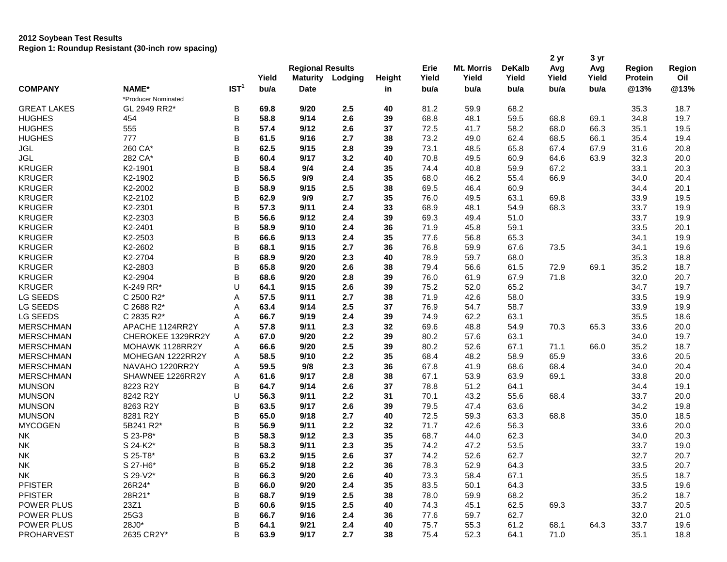**2012 Soybean Test Results**
**Region 1: Roundup Resistant (30-inch row spacing)**

| | | | Regional Results | | | | Erie | Mt. Morris | DeKalb | 2 yr Avg | 3 yr Avg | Region | Region |
|---|---|---|---|---|---|---|---|---|---|---|---|---|---|
| | | | Yield | Maturity | Lodging | Height | Yield | Yield | Yield | Yield | Yield | Protein | Oil |
| **COMPANY** | **NAME*** | **IST[1]** | **bu/a** | **Date** | | **in** | **bu/a** | **bu/a** | **bu/a** | **bu/a** | **bu/a** | **@13%** | **@13%** |
| | *Producer Nominated | | | | | | | | | | | | |
| GREAT LAKES | GL 2949 RR2* | B | **69.8** | **9/20** | **2.5** | **40** | 81.2 | 59.9 | 68.2 | | | 35.3 | 18.7 |
| HUGHES | 454 | B | **58.8** | **9/14** | **2.6** | **39** | 68.8 | 48.1 | 59.5 | 68.8 | 69.1 | 34.8 | 19.7 |
| HUGHES | 555 | B | **57.4** | **9/12** | **2.6** | **37** | 72.5 | 41.7 | 58.2 | 68.0 | 66.3 | 35.1 | 19.5 |
| HUGHES | 777 | B | **61.5** | **9/16** | **2.7** | **38** | 73.2 | 49.0 | 62.4 | 68.5 | 66.1 | 35.4 | 19.4 |
| JGL | 260 CA* | B | **62.5** | **9/15** | **2.8** | **39** | 73.1 | 48.5 | 65.8 | 67.4 | 67.9 | 31.6 | 20.8 |
| JGL | 282 CA* | B | **60.4** | **9/17** | **3.2** | **40** | 70.8 | 49.5 | 60.9 | 64.6 | 63.9 | 32.3 | 20.0 |
| KRUGER | K2-1901 | B | **58.4** | **9/4** | **2.4** | **35** | 74.4 | 40.8 | 59.9 | 67.2 | | 33.1 | 20.3 |
| KRUGER | K2-1902 | B | **56.5** | **9/9** | **2.4** | **35** | 68.0 | 46.2 | 55.4 | 66.9 | | 34.0 | 20.4 |
| KRUGER | K2-2002 | B | **58.9** | **9/15** | **2.5** | **38** | 69.5 | 46.4 | 60.9 | | | 34.4 | 20.1 |
| KRUGER | K2-2102 | B | **62.9** | **9/9** | **2.7** | **35** | 76.0 | 49.5 | 63.1 | 69.8 | | 33.9 | 19.5 |
| KRUGER | K2-2301 | B | **57.3** | **9/11** | **2.4** | **33** | 68.9 | 48.1 | 54.9 | 68.3 | | 33.7 | 19.9 |
| KRUGER | K2-2303 | B | **56.6** | **9/12** | **2.4** | **39** | 69.3 | 49.4 | 51.0 | | | 33.7 | 19.9 |
| KRUGER | K2-2401 | B | **58.9** | **9/10** | **2.4** | **36** | 71.9 | 45.8 | 59.1 | | | 33.5 | 20.1 |
| KRUGER | K2-2503 | B | **66.6** | **9/13** | **2.4** | **35** | 77.6 | 56.8 | 65.3 | | | 34.1 | 19.9 |
| KRUGER | K2-2602 | B | **68.1** | **9/15** | **2.7** | **36** | 76.8 | 59.9 | 67.6 | 73.5 | | 34.1 | 19.6 |
| KRUGER | K2-2704 | B | **68.9** | **9/20** | **2.3** | **40** | 78.9 | 59.7 | 68.0 | | | 35.3 | 18.8 |
| KRUGER | K2-2803 | B | **65.8** | **9/20** | **2.6** | **38** | 79.4 | 56.6 | 61.5 | 72.9 | 69.1 | 35.2 | 18.7 |
| KRUGER | K2-2904 | B | **68.6** | **9/20** | **2.8** | **39** | 76.0 | 61.9 | 67.9 | 71.8 | | 32.0 | 20.7 |
| KRUGER | K-249 RR* | U | **64.1** | **9/15** | **2.6** | **39** | 75.2 | 52.0 | 65.2 | | | 34.7 | 19.7 |
| LG SEEDS | C 2500 R2* | A | **57.5** | **9/11** | **2.7** | **38** | 71.9 | 42.6 | 58.0 | | | 33.5 | 19.9 |
| LG SEEDS | C 2688 R2* | A | **63.4** | **9/14** | **2.5** | **37** | 76.9 | 54.7 | 58.7 | | | 33.9 | 19.9 |
| LG SEEDS | C 2835 R2* | A | **66.7** | **9/19** | **2.4** | **39** | 74.9 | 62.2 | 63.1 | | | 35.5 | 18.6 |
| MERSCHMAN | APACHE 1124RR2Y | A | **57.8** | **9/11** | **2.3** | **32** | 69.6 | 48.8 | 54.9 | 70.3 | 65.3 | 33.6 | 20.0 |
| MERSCHMAN | CHEROKEE 1329RR2Y | A | **67.0** | **9/20** | **2.2** | **39** | 80.2 | 57.6 | 63.1 | | | 34.0 | 19.7 |
| MERSCHMAN | MOHAWK 1128RR2Y | A | **66.6** | **9/20** | **2.5** | **39** | 80.2 | 52.6 | 67.1 | 71.1 | 66.0 | 35.2 | 18.7 |
| MERSCHMAN | MOHEGAN 1222RR2Y | A | **58.5** | **9/10** | **2.2** | **35** | 68.4 | 48.2 | 58.9 | 65.9 | | 33.6 | 20.5 |
| MERSCHMAN | NAVAHO 1220RR2Y | A | **59.5** | **9/8** | **2.3** | **36** | 67.8 | 41.9 | 68.6 | 68.4 | | 34.0 | 20.4 |
| MERSCHMAN | SHAWNEE 1226RR2Y | A | **61.6** | **9/17** | **2.8** | **38** | 67.1 | 53.9 | 63.9 | 69.1 | | 33.8 | 20.0 |
| MUNSON | 8223 R2Y | B | **64.7** | **9/14** | **2.6** | **37** | 78.8 | 51.2 | 64.1 | | | 34.4 | 19.1 |
| MUNSON | 8242 R2Y | U | **56.3** | **9/11** | **2.2** | **31** | 70.1 | 43.2 | 55.6 | 68.4 | | 33.7 | 20.0 |
| MUNSON | 8263 R2Y | B | **63.5** | **9/17** | **2.6** | **39** | 79.5 | 47.4 | 63.6 | | | 34.2 | 19.8 |
| MUNSON | 8281 R2Y | B | **65.0** | **9/18** | **2.7** | **40** | 72.5 | 59.3 | 63.3 | 68.8 | | 35.0 | 18.5 |
| MYCOGEN | 5B241 R2* | B | **56.9** | **9/11** | **2.2** | **32** | 71.7 | 42.6 | 56.3 | | | 33.6 | 20.0 |
| NK | S 23-P8* | B | **58.3** | **9/12** | **2.3** | **35** | 68.7 | 44.0 | 62.3 | | | 34.0 | 20.3 |
| NK | S 24-K2* | B | **58.3** | **9/11** | **2.3** | **35** | 74.2 | 47.2 | 53.5 | | | 33.7 | 19.0 |
| NK | S 25-T8* | B | **63.2** | **9/15** | **2.6** | **37** | 74.2 | 52.6 | 62.7 | | | 32.7 | 20.7 |
| NK | S 27-H6* | B | **65.2** | **9/18** | **2.2** | **36** | 78.3 | 52.9 | 64.3 | | | 33.5 | 20.7 |
| NK | S 29-V2* | B | **66.3** | **9/20** | **2.6** | **40** | 73.3 | 58.4 | 67.1 | | | 35.5 | 18.7 |
| PFISTER | 26R24* | B | **66.0** | **9/20** | **2.4** | **35** | 83.5 | 50.1 | 64.3 | | | 33.5 | 19.6 |
| PFISTER | 28R21* | B | **68.7** | **9/19** | **2.5** | **38** | 78.0 | 59.9 | 68.2 | | | 35.2 | 18.7 |
| POWER PLUS | 23Z1 | B | **60.6** | **9/15** | **2.5** | **40** | 74.3 | 45.1 | 62.5 | 69.3 | | 33.7 | 20.5 |
| POWER PLUS | 25G3 | B | **66.7** | **9/16** | **2.4** | **36** | 77.6 | 59.7 | 62.7 | | | 32.0 | 21.0 |
| POWER PLUS | 28J0* | B | **64.1** | **9/21** | **2.4** | **40** | 75.7 | 55.3 | 61.2 | 68.1 | 64.3 | 33.7 | 19.6 |
| PROHARVEST | 2635 CR2Y* | B | **63.9** | **9/17** | **2.7** | **38** | 75.4 | 52.3 | 64.1 | 71.0 | | 35.1 | 18.8 |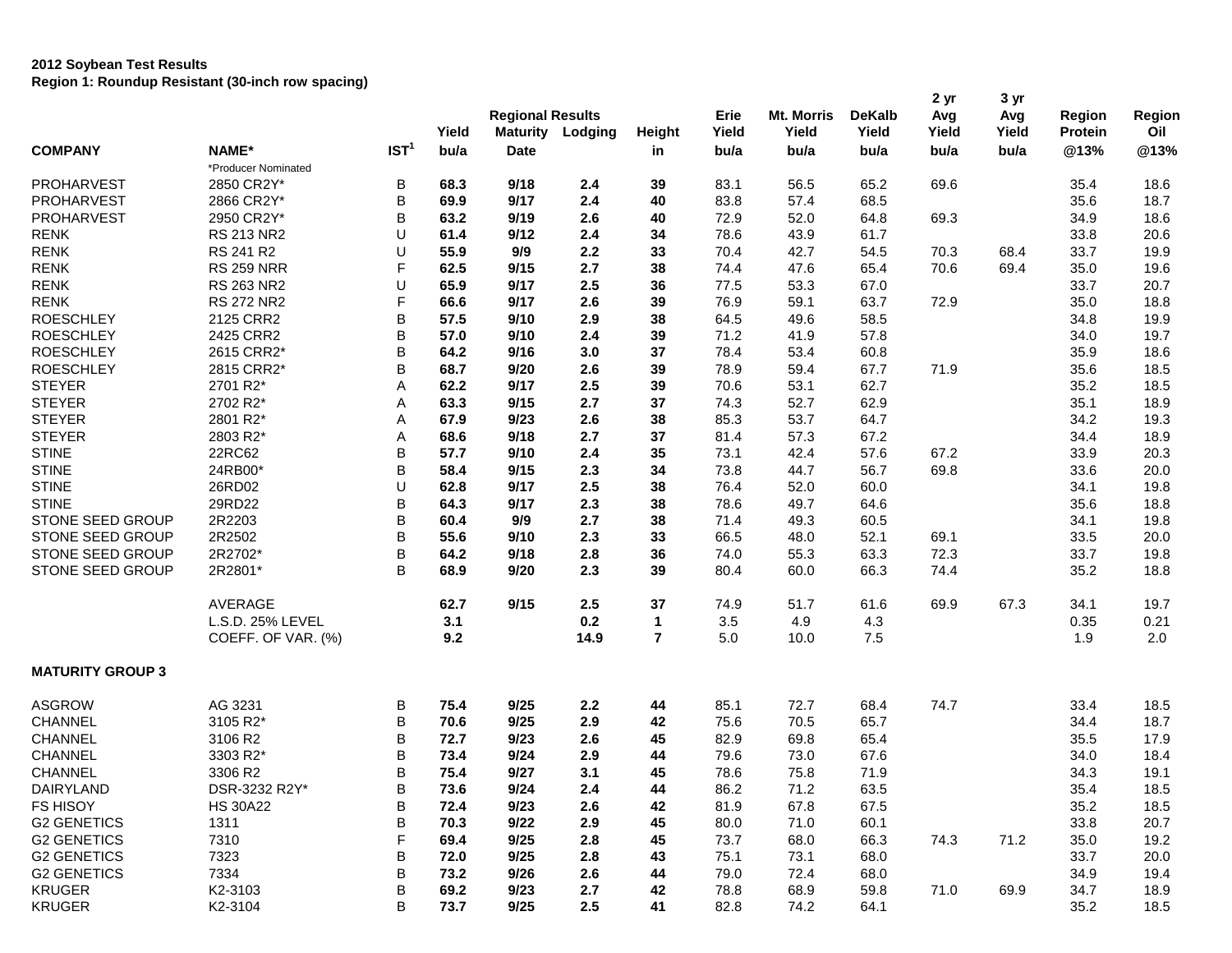**2012 Soybean Test Results**
**Region 1: Roundup Resistant (30-inch row spacing)**

| COMPANY | NAME* | IST[1] | Regional Results Yield bu/a | Maturity Date | Lodging | Height in | Erie Yield bu/a | Mt. Morris Yield bu/a | DeKalb Yield bu/a | 2 yr Avg Yield bu/a | 3 yr Avg Yield bu/a | Region Protein @13% | Region Oil @13% |
|---|---|---|---|---|---|---|---|---|---|---|---|---|---|
| | *Producer Nominated | | | | | | | | | | | | |
| PROHARVEST | 2850 CR2Y* | B | **68.3** | **9/18** | **2.4** | **39** | 83.1 | 56.5 | 65.2 | 69.6 | | 35.4 | 18.6 |
| PROHARVEST | 2866 CR2Y* | B | **69.9** | **9/17** | **2.4** | **40** | 83.8 | 57.4 | 68.5 | | | 35.6 | 18.7 |
| PROHARVEST | 2950 CR2Y* | B | **63.2** | **9/19** | **2.6** | **40** | 72.9 | 52.0 | 64.8 | 69.3 | | 34.9 | 18.6 |
| RENK | RS 213 NR2 | U | **61.4** | **9/12** | **2.4** | **34** | 78.6 | 43.9 | 61.7 | | | 33.8 | 20.6 |
| RENK | RS 241 R2 | U | **55.9** | **9/9** | **2.2** | **33** | 70.4 | 42.7 | 54.5 | 70.3 | 68.4 | 33.7 | 19.9 |
| RENK | RS 259 NRR | F | **62.5** | **9/15** | **2.7** | **38** | 74.4 | 47.6 | 65.4 | 70.6 | 69.4 | 35.0 | 19.6 |
| RENK | RS 263 NR2 | U | **65.9** | **9/17** | **2.5** | **36** | 77.5 | 53.3 | 67.0 | | | 33.7 | 20.7 |
| RENK | RS 272 NR2 | F | **66.6** | **9/17** | **2.6** | **39** | 76.9 | 59.1 | 63.7 | 72.9 | | 35.0 | 18.8 |
| ROESCHLEY | 2125 CRR2 | B | **57.5** | **9/10** | **2.9** | **38** | 64.5 | 49.6 | 58.5 | | | 34.8 | 19.9 |
| ROESCHLEY | 2425 CRR2 | B | **57.0** | **9/10** | **2.4** | **39** | 71.2 | 41.9 | 57.8 | | | 34.0 | 19.7 |
| ROESCHLEY | 2615 CRR2* | B | **64.2** | **9/16** | **3.0** | **37** | 78.4 | 53.4 | 60.8 | | | 35.9 | 18.6 |
| ROESCHLEY | 2815 CRR2* | B | **68.7** | **9/20** | **2.6** | **39** | 78.9 | 59.4 | 67.7 | 71.9 | | 35.6 | 18.5 |
| STEYER | 2701 R2* | A | **62.2** | **9/17** | **2.5** | **39** | 70.6 | 53.1 | 62.7 | | | 35.2 | 18.5 |
| STEYER | 2702 R2* | A | **63.3** | **9/15** | **2.7** | **37** | 74.3 | 52.7 | 62.9 | | | 35.1 | 18.9 |
| STEYER | 2801 R2* | A | **67.9** | **9/23** | **2.6** | **38** | 85.3 | 53.7 | 64.7 | | | 34.2 | 19.3 |
| STEYER | 2803 R2* | A | **68.6** | **9/18** | **2.7** | **37** | 81.4 | 57.3 | 67.2 | | | 34.4 | 18.9 |
| STINE | 22RC62 | B | **57.7** | **9/10** | **2.4** | **35** | 73.1 | 42.4 | 57.6 | 67.2 | | 33.9 | 20.3 |
| STINE | 24RB00* | B | **58.4** | **9/15** | **2.3** | **34** | 73.8 | 44.7 | 56.7 | 69.8 | | 33.6 | 20.0 |
| STINE | 26RD02 | U | **62.8** | **9/17** | **2.5** | **38** | 76.4 | 52.0 | 60.0 | | | 34.1 | 19.8 |
| STINE | 29RD22 | B | **64.3** | **9/17** | **2.3** | **38** | 78.6 | 49.7 | 64.6 | | | 35.6 | 18.8 |
| STONE SEED GROUP | 2R2203 | B | **60.4** | **9/9** | **2.7** | **38** | 71.4 | 49.3 | 60.5 | | | 34.1 | 19.8 |
| STONE SEED GROUP | 2R2502 | B | **55.6** | **9/10** | **2.3** | **33** | 66.5 | 48.0 | 52.1 | 69.1 | | 33.5 | 20.0 |
| STONE SEED GROUP | 2R2702* | B | **64.2** | **9/18** | **2.8** | **36** | 74.0 | 55.3 | 63.3 | 72.3 | | 33.7 | 19.8 |
| STONE SEED GROUP | 2R2801* | B | **68.9** | **9/20** | **2.3** | **39** | 80.4 | 60.0 | 66.3 | 74.4 | | 35.2 | 18.8 |
| | AVERAGE | | **62.7** | **9/15** | **2.5** | **37** | 74.9 | 51.7 | 61.6 | 69.9 | 67.3 | 34.1 | 19.7 |
| | L.S.D. 25% LEVEL | | **3.1** | | **0.2** | **1** | 3.5 | 4.9 | 4.3 | | | 0.35 | 0.21 |
| | COEFF. OF VAR. (%) | | **9.2** | | **14.9** | **7** | 5.0 | 10.0 | 7.5 | | | 1.9 | 2.0 |

**MATURITY GROUP 3**

| COMPANY | NAME* | IST[1] | Regional Results Yield bu/a | Maturity Date | Lodging | Height in | Erie Yield bu/a | Mt. Morris Yield bu/a | DeKalb Yield bu/a | 2 yr Avg Yield bu/a | 3 yr Avg Yield bu/a | Region Protein @13% | Region Oil @13% |
|---|---|---|---|---|---|---|---|---|---|---|---|---|---|
| ASGROW | AG 3231 | B | **75.4** | **9/25** | **2.2** | **44** | 85.1 | 72.7 | 68.4 | 74.7 | | 33.4 | 18.5 |
| CHANNEL | 3105 R2* | B | **70.6** | **9/25** | **2.9** | **42** | 75.6 | 70.5 | 65.7 | | | 34.4 | 18.7 |
| CHANNEL | 3106 R2 | B | **72.7** | **9/23** | **2.6** | **45** | 82.9 | 69.8 | 65.4 | | | 35.5 | 17.9 |
| CHANNEL | 3303 R2* | B | **73.4** | **9/24** | **2.9** | **44** | 79.6 | 73.0 | 67.6 | | | 34.0 | 18.4 |
| CHANNEL | 3306 R2 | B | **75.4** | **9/27** | **3.1** | **45** | 78.6 | 75.8 | 71.9 | | | 34.3 | 19.1 |
| DAIRYLAND | DSR-3232 R2Y* | B | **73.6** | **9/24** | **2.4** | **44** | 86.2 | 71.2 | 63.5 | | | 35.4 | 18.5 |
| FS HISOY | HS 30A22 | B | **72.4** | **9/23** | **2.6** | **42** | 81.9 | 67.8 | 67.5 | | | 35.2 | 18.5 |
| G2 GENETICS | 1311 | B | **70.3** | **9/22** | **2.9** | **45** | 80.0 | 71.0 | 60.1 | | | 33.8 | 20.7 |
| G2 GENETICS | 7310 | F | **69.4** | **9/25** | **2.8** | **45** | 73.7 | 68.0 | 66.3 | 74.3 | 71.2 | 35.0 | 19.2 |
| G2 GENETICS | 7323 | B | **72.0** | **9/25** | **2.8** | **43** | 75.1 | 73.1 | 68.0 | | | 33.7 | 20.0 |
| G2 GENETICS | 7334 | B | **73.2** | **9/26** | **2.6** | **44** | 79.0 | 72.4 | 68.0 | | | 34.9 | 19.4 |
| KRUGER | K2-3103 | B | **69.2** | **9/23** | **2.7** | **42** | 78.8 | 68.9 | 59.8 | 71.0 | 69.9 | 34.7 | 18.9 |
| KRUGER | K2-3104 | B | **73.7** | **9/25** | **2.5** | **41** | 82.8 | 74.2 | 64.1 | | | 35.2 | 18.5 |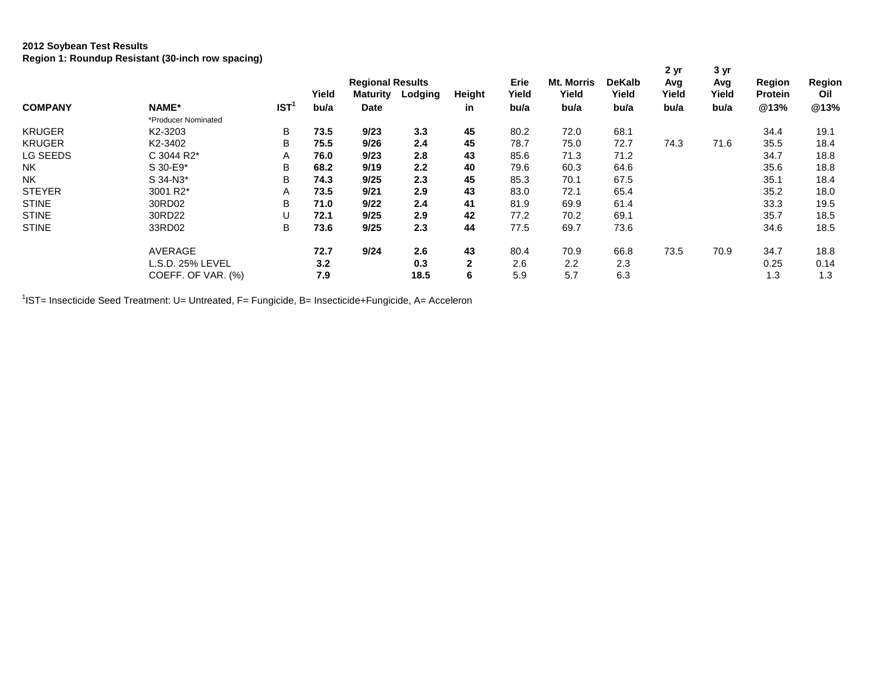**2012 Soybean Test Results**
**Region 1: Roundup Resistant (30-inch row spacing)**

| COMPANY | NAME* | IST[1] | Yield bu/a | Regional Results Maturity Date | Lodging | Height in | Erie Yield bu/a | Mt. Morris Yield bu/a | DeKalb Yield bu/a | 2 yr Avg Yield bu/a | 3 yr Avg Yield bu/a | Region Protein @13% | Region Oil @13% |
|---|---|---|---|---|---|---|---|---|---|---|---|---|---|
| | *Producer Nominated | | | | | | | | | | | | |
| KRUGER | K2-3203 | B | **73.5** | **9/23** | **3.3** | **45** | 80.2 | 72.0 | 68.1 | | | 34.4 | 19.1 |
| KRUGER | K2-3402 | B | **75.5** | **9/26** | **2.4** | **45** | 78.7 | 75.0 | 72.7 | 74.3 | 71.6 | 35.5 | 18.4 |
| LG SEEDS | C 3044 R2* | A | **76.0** | **9/23** | **2.8** | **43** | 85.6 | 71.3 | 71.2 | | | 34.7 | 18.8 |
| NK | S 30-E9* | B | **68.2** | **9/19** | **2.2** | **40** | 79.6 | 60.3 | 64.6 | | | 35.6 | 18.8 |
| NK | S 34-N3* | B | **74.3** | **9/25** | **2.3** | **45** | 85.3 | 70.1 | 67.5 | | | 35.1 | 18.4 |
| STEYER | 3001 R2* | A | **73.5** | **9/21** | **2.9** | **43** | 83.0 | 72.1 | 65.4 | | | 35.2 | 18.0 |
| STINE | 30RD02 | B | **71.0** | **9/22** | **2.4** | **41** | 81.9 | 69.9 | 61.4 | | | 33.3 | 19.5 |
| STINE | 30RD22 | U | **72.1** | **9/25** | **2.9** | **42** | 77.2 | 70.2 | 69.1 | | | 35.7 | 18.5 |
| STINE | 33RD02 | B | **73.6** | **9/25** | **2.3** | **44** | 77.5 | 69.7 | 73.6 | | | 34.6 | 18.5 |
| | AVERAGE | | **72.7** | **9/24** | **2.6** | **43** | 80.4 | 70.9 | 66.8 | 73.5 | 70.9 | 34.7 | 18.8 |
| | L.S.D. 25% LEVEL | | **3.2** | | **0.3** | **2** | 2.6 | 2.2 | 2.3 | | | 0.25 | 0.14 |
| | COEFF. OF VAR. (%) | | **7.9** | | **18.5** | **6** | 5.9 | 5.7 | 6.3 | | | 1.3 | 1.3 |

[1]IST= Insecticide Seed Treatment: U= Untreated, F= Fungicide, B= Insecticide+Fungicide, A= Acceleron